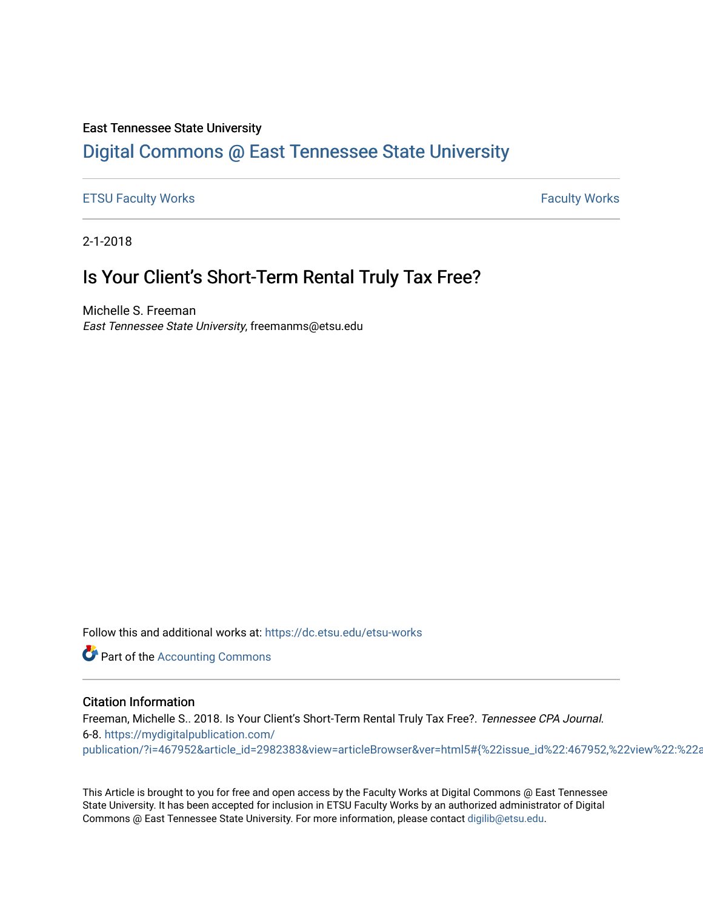East Tennessee State University

# Digital Commons @ East Tennessee State University

ETSU Faculty Works | Faculty Works

2-1-2018

## Is Your Client's Short-Term Rental Truly Tax Free?

Michelle S. Freeman
*East Tennessee State University*, freemanms@etsu.edu

Follow this and additional works at: https://dc.etsu.edu/etsu-works

Part of the Accounting Commons

### Citation Information

Freeman, Michelle S.. 2018. Is Your Client's Short-Term Rental Truly Tax Free?. *Tennessee CPA Journal*. 6-8. https://mydigitalpublication.com/publication/?i=467952&article_id=2982383&view=articleBrowser&ver=html5#{%22issue_id%22:467952,%22view%22:%22a

This Article is brought to you for free and open access by the Faculty Works at Digital Commons @ East Tennessee State University. It has been accepted for inclusion in ETSU Faculty Works by an authorized administrator of Digital Commons @ East Tennessee State University. For more information, please contact digilib@etsu.edu.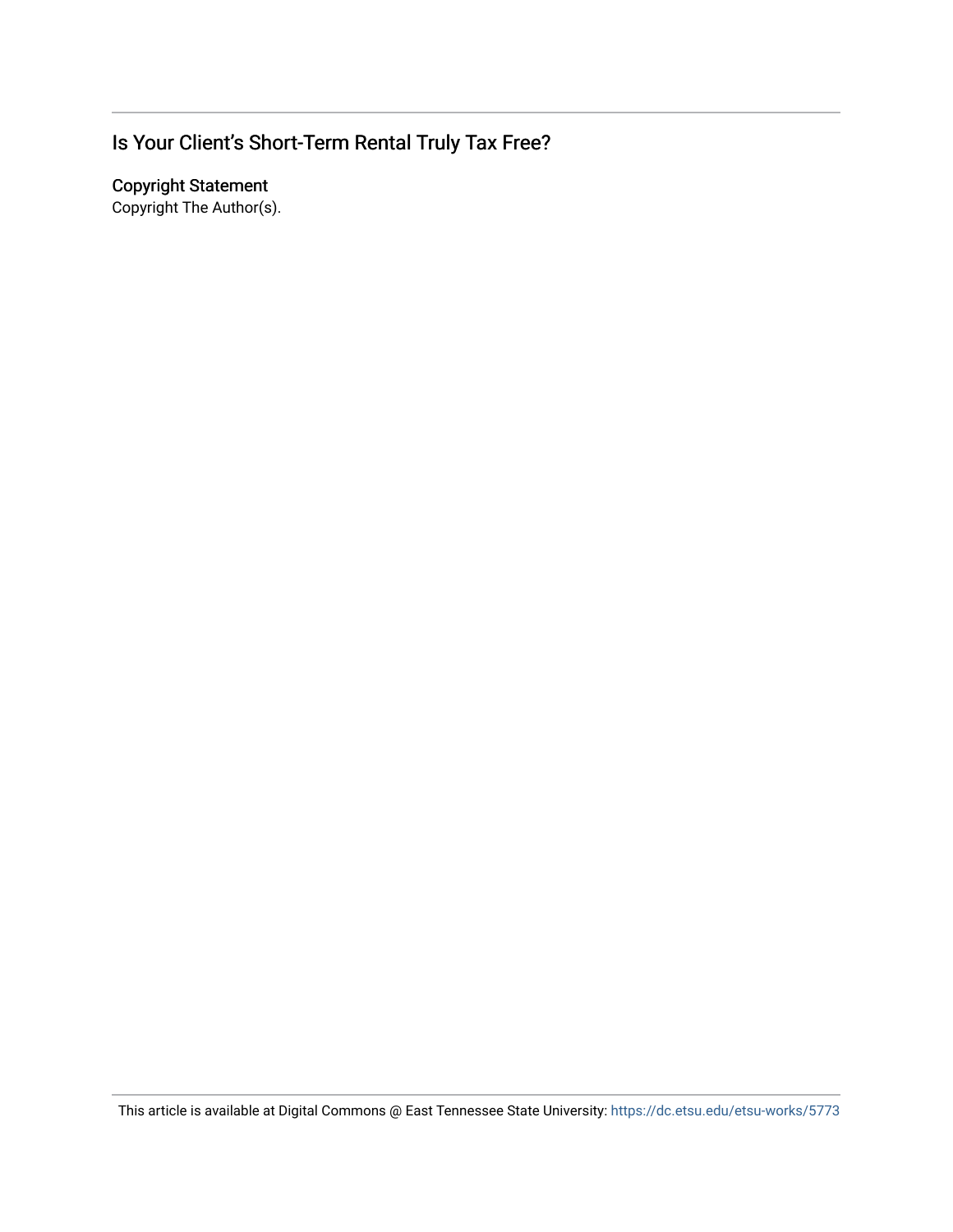## Is Your Client's Short-Term Rental Truly Tax Free?

### Copyright Statement

Copyright The Author(s).

This article is available at Digital Commons @ East Tennessee State University: https://dc.etsu.edu/etsu-works/5773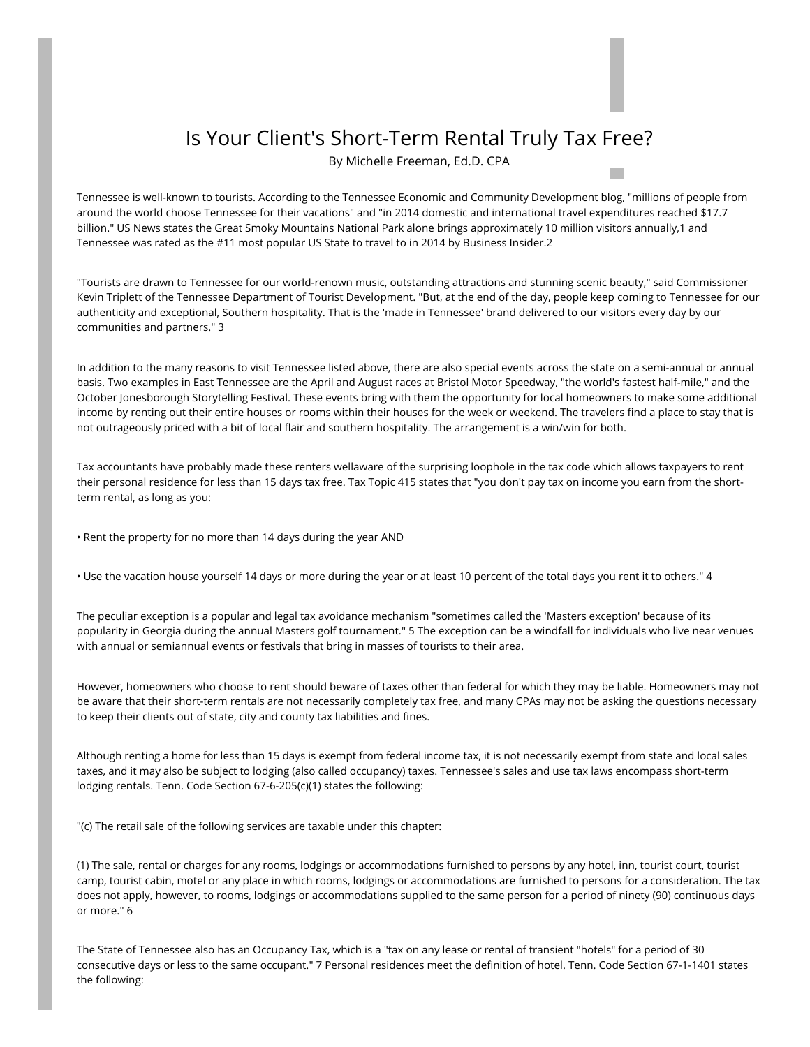# Is Your Client's Short-Term Rental Truly Tax Free?

By Michelle Freeman, Ed.D. CPA

Tennessee is well-known to tourists. According to the Tennessee Economic and Community Development blog, "millions of people from around the world choose Tennessee for their vacations" and "in 2014 domestic and international travel expenditures reached $17.7 billion." US News states the Great Smoky Mountains National Park alone brings approximately 10 million visitors annually,[1] and Tennessee was rated as the #11 most popular US State to travel to in 2014 by Business Insider.[2]

"Tourists are drawn to Tennessee for our world-renown music, outstanding attractions and stunning scenic beauty," said Commissioner Kevin Triplett of the Tennessee Department of Tourist Development. "But, at the end of the day, people keep coming to Tennessee for our authenticity and exceptional, Southern hospitality. That is the 'made in Tennessee' brand delivered to our visitors every day by our communities and partners." [3]

In addition to the many reasons to visit Tennessee listed above, there are also special events across the state on a semi-annual or annual basis. Two examples in East Tennessee are the April and August races at Bristol Motor Speedway, "the world's fastest half-mile," and the October Jonesborough Storytelling Festival. These events bring with them the opportunity for local homeowners to make some additional income by renting out their entire houses or rooms within their houses for the week or weekend. The travelers find a place to stay that is not outrageously priced with a bit of local flair and southern hospitality. The arrangement is a win/win for both.

Tax accountants have probably made these renters wellaware of the surprising loophole in the tax code which allows taxpayers to rent their personal residence for less than 15 days tax free. Tax Topic 415 states that "you don't pay tax on income you earn from the short-term rental, as long as you:

- Rent the property for no more than 14 days during the year AND

- Use the vacation house yourself 14 days or more during the year or at least 10 percent of the total days you rent it to others." [4]

The peculiar exception is a popular and legal tax avoidance mechanism "sometimes called the 'Masters exception' because of its popularity in Georgia during the annual Masters golf tournament." [5] The exception can be a windfall for individuals who live near venues with annual or semiannual events or festivals that bring in masses of tourists to their area.

However, homeowners who choose to rent should beware of taxes other than federal for which they may be liable. Homeowners may not be aware that their short-term rentals are not necessarily completely tax free, and many CPAs may not be asking the questions necessary to keep their clients out of state, city and county tax liabilities and fines.

Although renting a home for less than 15 days is exempt from federal income tax, it is not necessarily exempt from state and local sales taxes, and it may also be subject to lodging (also called occupancy) taxes. Tennessee's sales and use tax laws encompass short-term lodging rentals. Tenn. Code Section 67-6-205(c)(1) states the following:

"(c) The retail sale of the following services are taxable under this chapter:

(1) The sale, rental or charges for any rooms, lodgings or accommodations furnished to persons by any hotel, inn, tourist court, tourist camp, tourist cabin, motel or any place in which rooms, lodgings or accommodations are furnished to persons for a consideration. The tax does not apply, however, to rooms, lodgings or accommodations supplied to the same person for a period of ninety (90) continuous days or more." [6]

The State of Tennessee also has an Occupancy Tax, which is a "tax on any lease or rental of transient "hotels" for a period of 30 consecutive days or less to the same occupant." [7] Personal residences meet the definition of hotel. Tenn. Code Section 67-1-1401 states the following: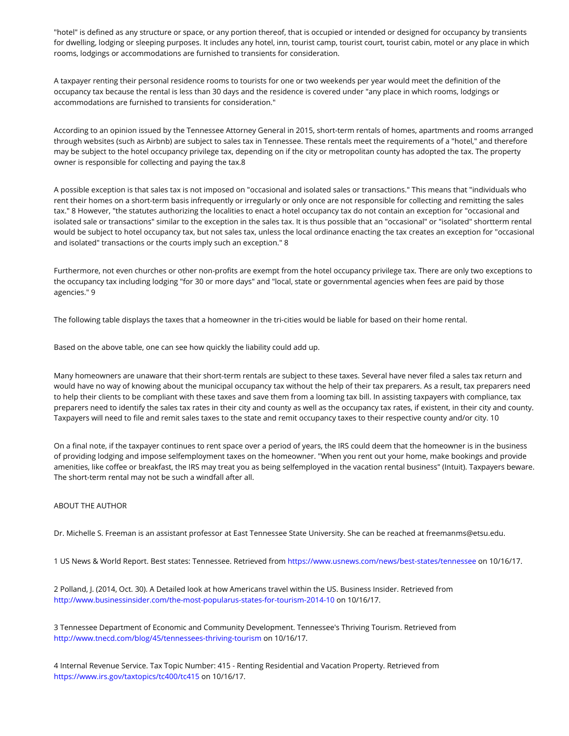"hotel" is defined as any structure or space, or any portion thereof, that is occupied or intended or designed for occupancy by transients for dwelling, lodging or sleeping purposes. It includes any hotel, inn, tourist camp, tourist court, tourist cabin, motel or any place in which rooms, lodgings or accommodations are furnished to transients for consideration.

A taxpayer renting their personal residence rooms to tourists for one or two weekends per year would meet the definition of the occupancy tax because the rental is less than 30 days and the residence is covered under "any place in which rooms, lodgings or accommodations are furnished to transients for consideration."

According to an opinion issued by the Tennessee Attorney General in 2015, short-term rentals of homes, apartments and rooms arranged through websites (such as Airbnb) are subject to sales tax in Tennessee. These rentals meet the requirements of a "hotel," and therefore may be subject to the hotel occupancy privilege tax, depending on if the city or metropolitan county has adopted the tax. The property owner is responsible for collecting and paying the tax.8

A possible exception is that sales tax is not imposed on "occasional and isolated sales or transactions." This means that "individuals who rent their homes on a short-term basis infrequently or irregularly or only once are not responsible for collecting and remitting the sales tax." 8 However, "the statutes authorizing the localities to enact a hotel occupancy tax do not contain an exception for "occasional and isolated sale or transactions" similar to the exception in the sales tax. It is thus possible that an "occasional" or "isolated" shortterm rental would be subject to hotel occupancy tax, but not sales tax, unless the local ordinance enacting the tax creates an exception for "occasional and isolated" transactions or the courts imply such an exception." 8

Furthermore, not even churches or other non-profits are exempt from the hotel occupancy privilege tax. There are only two exceptions to the occupancy tax including lodging "for 30 or more days" and "local, state or governmental agencies when fees are paid by those agencies." 9

The following table displays the taxes that a homeowner in the tri-cities would be liable for based on their home rental.

Based on the above table, one can see how quickly the liability could add up.

Many homeowners are unaware that their short-term rentals are subject to these taxes. Several have never filed a sales tax return and would have no way of knowing about the municipal occupancy tax without the help of their tax preparers. As a result, tax preparers need to help their clients to be compliant with these taxes and save them from a looming tax bill. In assisting taxpayers with compliance, tax preparers need to identify the sales tax rates in their city and county as well as the occupancy tax rates, if existent, in their city and county. Taxpayers will need to file and remit sales taxes to the state and remit occupancy taxes to their respective county and/or city. 10

On a final note, if the taxpayer continues to rent space over a period of years, the IRS could deem that the homeowner is in the business of providing lodging and impose selfemployment taxes on the homeowner. "When you rent out your home, make bookings and provide amenities, like coffee or breakfast, the IRS may treat you as being selfemployed in the vacation rental business" (Intuit). Taxpayers beware. The short-term rental may not be such a windfall after all.

ABOUT THE AUTHOR

Dr. Michelle S. Freeman is an assistant professor at East Tennessee State University. She can be reached at freemanms@etsu.edu.

1 US News & World Report. Best states: Tennessee. Retrieved from https://www.usnews.com/news/best-states/tennessee on 10/16/17.

2 Polland, J. (2014, Oct. 30). A Detailed look at how Americans travel within the US. Business Insider. Retrieved from http://www.businessinsider.com/the-most-popularus-states-for-tourism-2014-10 on 10/16/17.

3 Tennessee Department of Economic and Community Development. Tennessee's Thriving Tourism. Retrieved from http://www.tnecd.com/blog/45/tennessees-thriving-tourism on 10/16/17.

4 Internal Revenue Service. Tax Topic Number: 415 - Renting Residential and Vacation Property. Retrieved from https://www.irs.gov/taxtopics/tc400/tc415 on 10/16/17.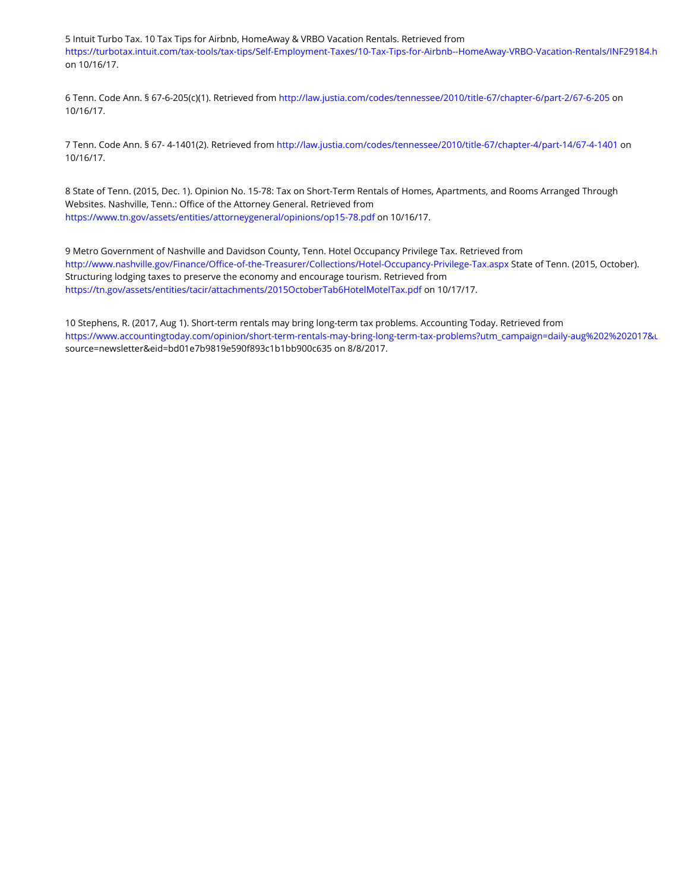5 Intuit Turbo Tax. 10 Tax Tips for Airbnb, HomeAway & VRBO Vacation Rentals. Retrieved from https://turbotax.intuit.com/tax-tools/tax-tips/Self-Employment-Taxes/10-Tax-Tips-for-Airbnb--HomeAway-VRBO-Vacation-Rentals/INF29184.h on 10/16/17.

6 Tenn. Code Ann. § 67-6-205(c)(1). Retrieved from http://law.justia.com/codes/tennessee/2010/title-67/chapter-6/part-2/67-6-205 on 10/16/17.

7 Tenn. Code Ann. § 67- 4-1401(2). Retrieved from http://law.justia.com/codes/tennessee/2010/title-67/chapter-4/part-14/67-4-1401 on 10/16/17.

8 State of Tenn. (2015, Dec. 1). Opinion No. 15-78: Tax on Short-Term Rentals of Homes, Apartments, and Rooms Arranged Through Websites. Nashville, Tenn.: Office of the Attorney General. Retrieved from https://www.tn.gov/assets/entities/attorneygeneral/opinions/op15-78.pdf on 10/16/17.

9 Metro Government of Nashville and Davidson County, Tenn. Hotel Occupancy Privilege Tax. Retrieved from http://www.nashville.gov/Finance/Office-of-the-Treasurer/Collections/Hotel-Occupancy-Privilege-Tax.aspx State of Tenn. (2015, October). Structuring lodging taxes to preserve the economy and encourage tourism. Retrieved from https://tn.gov/assets/entities/tacir/attachments/2015OctoberTab6HotelMotelTax.pdf on 10/17/17.

10 Stephens, R. (2017, Aug 1). Short-term rentals may bring long-term tax problems. Accounting Today. Retrieved from https://www.accountingtoday.com/opinion/short-term-rentals-may-bring-long-term-tax-problems?utm_campaign=daily-aug%202%202017&u source=newsletter&eid=bd01e7b9819e590f893c1b1bb900c635 on 8/8/2017.